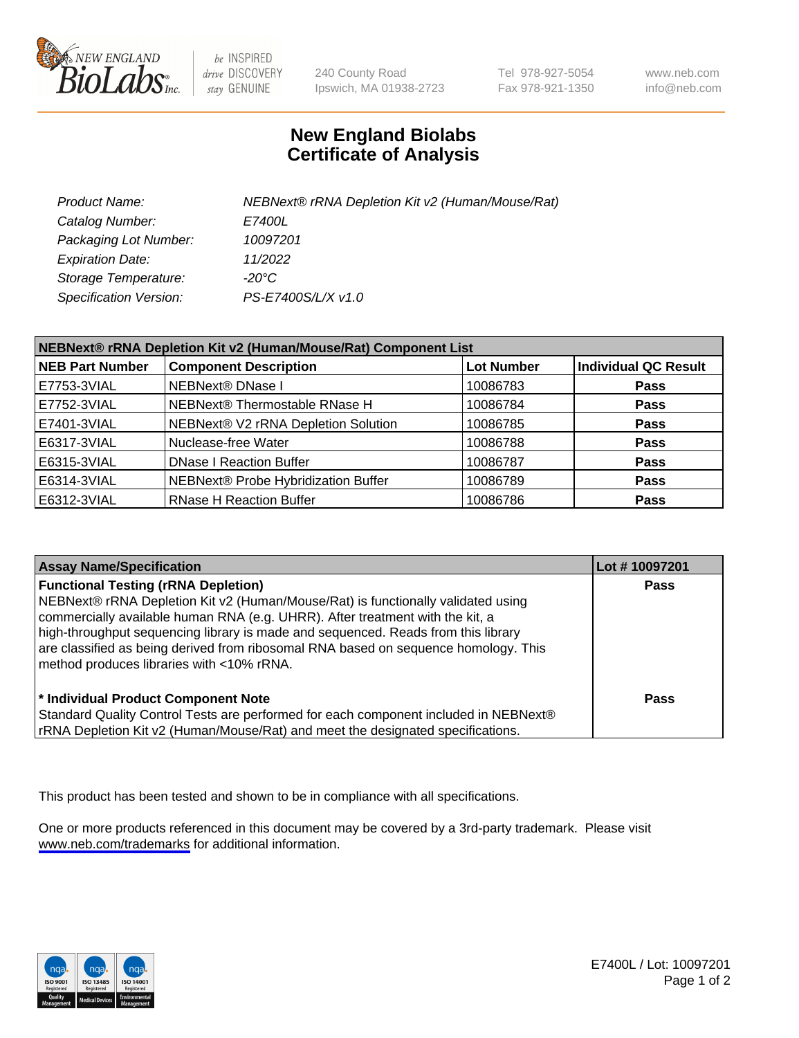# New England Biolabs Certificate of Analysis

| | |
|---|---|
| Product Name: | NEBNext® rRNA Depletion Kit v2 (Human/Mouse/Rat) |
| Catalog Number: | E7400L |
| Packaging Lot Number: | 10097201 |
| Expiration Date: | 11/2022 |
| Storage Temperature: | -20°C |
| Specification Version: | PS-E7400S/L/X v1.0 |

**NEBNext® rRNA Depletion Kit v2 (Human/Mouse/Rat) Component List**

| NEB Part Number | Component Description | Lot Number | Individual QC Result |
|---|---|---|---|
| E7753-3VIAL | NEBNext® DNase I | 10086783 | Pass |
| E7752-3VIAL | NEBNext® Thermostable RNase H | 10086784 | Pass |
| E7401-3VIAL | NEBNext® V2 rRNA Depletion Solution | 10086785 | Pass |
| E6317-3VIAL | Nuclease-free Water | 10086788 | Pass |
| E6315-3VIAL | DNase I Reaction Buffer | 10086787 | Pass |
| E6314-3VIAL | NEBNext® Probe Hybridization Buffer | 10086789 | Pass |
| E6312-3VIAL | RNase H Reaction Buffer | 10086786 | Pass |

| Assay Name/Specification | Lot # 10097201 |
|---|---|
| **Functional Testing (rRNA Depletion)**<br>NEBNext® rRNA Depletion Kit v2 (Human/Mouse/Rat) is functionally validated using commercially available human RNA (e.g. UHRR). After treatment with the kit, a high-throughput sequencing library is made and sequenced. Reads from this library are classified as being derived from ribosomal RNA based on sequence homology. This method produces libraries with <10% rRNA. | Pass |
| **\* Individual Product Component Note**<br>Standard Quality Control Tests are performed for each component included in NEBNext® rRNA Depletion Kit v2 (Human/Mouse/Rat) and meet the designated specifications. | Pass |

This product has been tested and shown to be in compliance with all specifications.

One or more products referenced in this document may be covered by a 3rd-party trademark. Please visit www.neb.com/trademarks for additional information.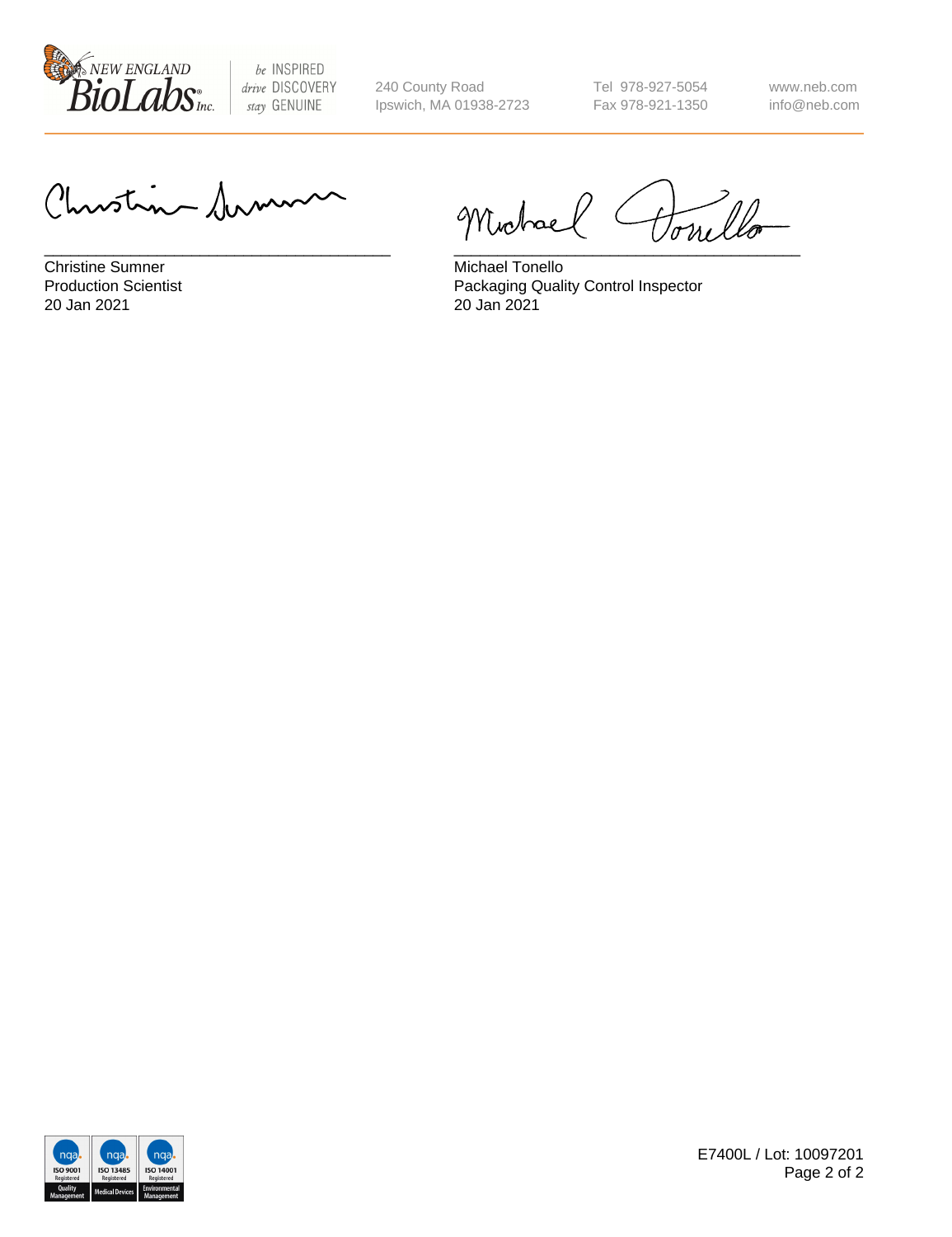Christine Sumner
Production Scientist
20 Jan 2021

Michael Tonello
Packaging Quality Control Inspector
20 Jan 2021

E7400L / Lot: 10097201